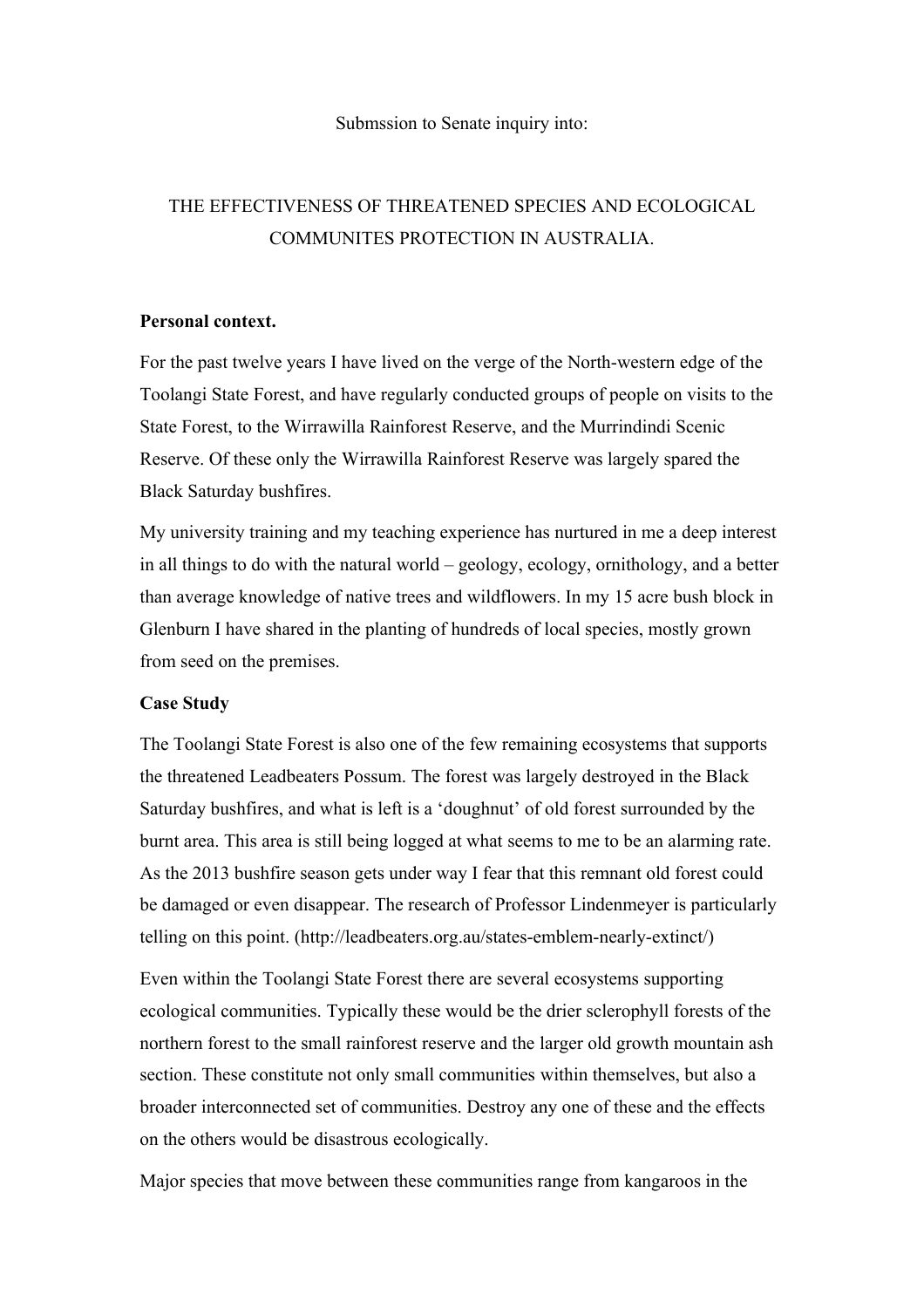Submssion to Senate inquiry into:

# THE EFFECTIVENESS OF THREATENED SPECIES AND ECOLOGICAL COMMUNITES PROTECTION IN AUSTRALIA.

**Personal context.**

For the past twelve years I have lived on the verge of the North-western edge of the Toolangi State Forest, and have regularly conducted groups of people on visits to the State Forest, to the Wirrawilla Rainforest Reserve, and the Murrindindi Scenic Reserve. Of these only the Wirrawilla Rainforest Reserve was largely spared the Black Saturday bushfires.

My university training and my teaching experience has nurtured in me a deep interest in all things to do with the natural world – geology, ecology, ornithology, and a better than average knowledge of native trees and wildflowers. In my 15 acre bush block in Glenburn I have shared in the planting of hundreds of local species, mostly grown from seed on the premises.

**Case Study**

The Toolangi State Forest is also one of the few remaining ecosystems that supports the threatened Leadbeaters Possum. The forest was largely destroyed in the Black Saturday bushfires, and what is left is a 'doughnut' of old forest surrounded by the burnt area. This area is still being logged at what seems to me to be an alarming rate. As the 2013 bushfire season gets under way I fear that this remnant old forest could be damaged or even disappear. The research of Professor Lindenmeyer is particularly telling on this point. (http://leadbeaters.org.au/states-emblem-nearly-extinct/)

Even within the Toolangi State Forest there are several ecosystems supporting ecological communities. Typically these would be the drier sclerophyll forests of the northern forest to the small rainforest reserve and the larger old growth mountain ash section. These constitute not only small communities within themselves, but also a broader interconnected set of communities. Destroy any one of these and the effects on the others would be disastrous ecologically.

Major species that move between these communities range from kangaroos in the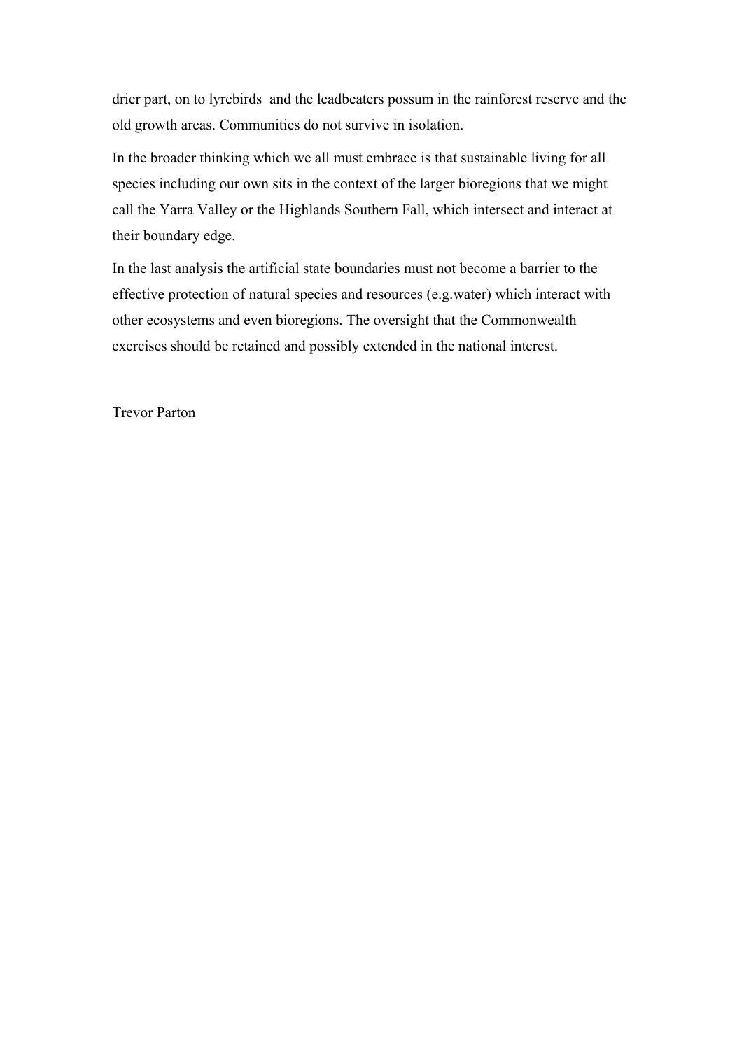drier part, on to lyrebirds  and the leadbeaters possum in the rainforest reserve and the old growth areas. Communities do not survive in isolation.

In the broader thinking which we all must embrace is that sustainable living for all species including our own sits in the context of the larger bioregions that we might call the Yarra Valley or the Highlands Southern Fall, which intersect and interact at their boundary edge.

In the last analysis the artificial state boundaries must not become a barrier to the effective protection of natural species and resources (e.g.water) which interact with other ecosystems and even bioregions. The oversight that the Commonwealth exercises should be retained and possibly extended in the national interest.

Trevor Parton